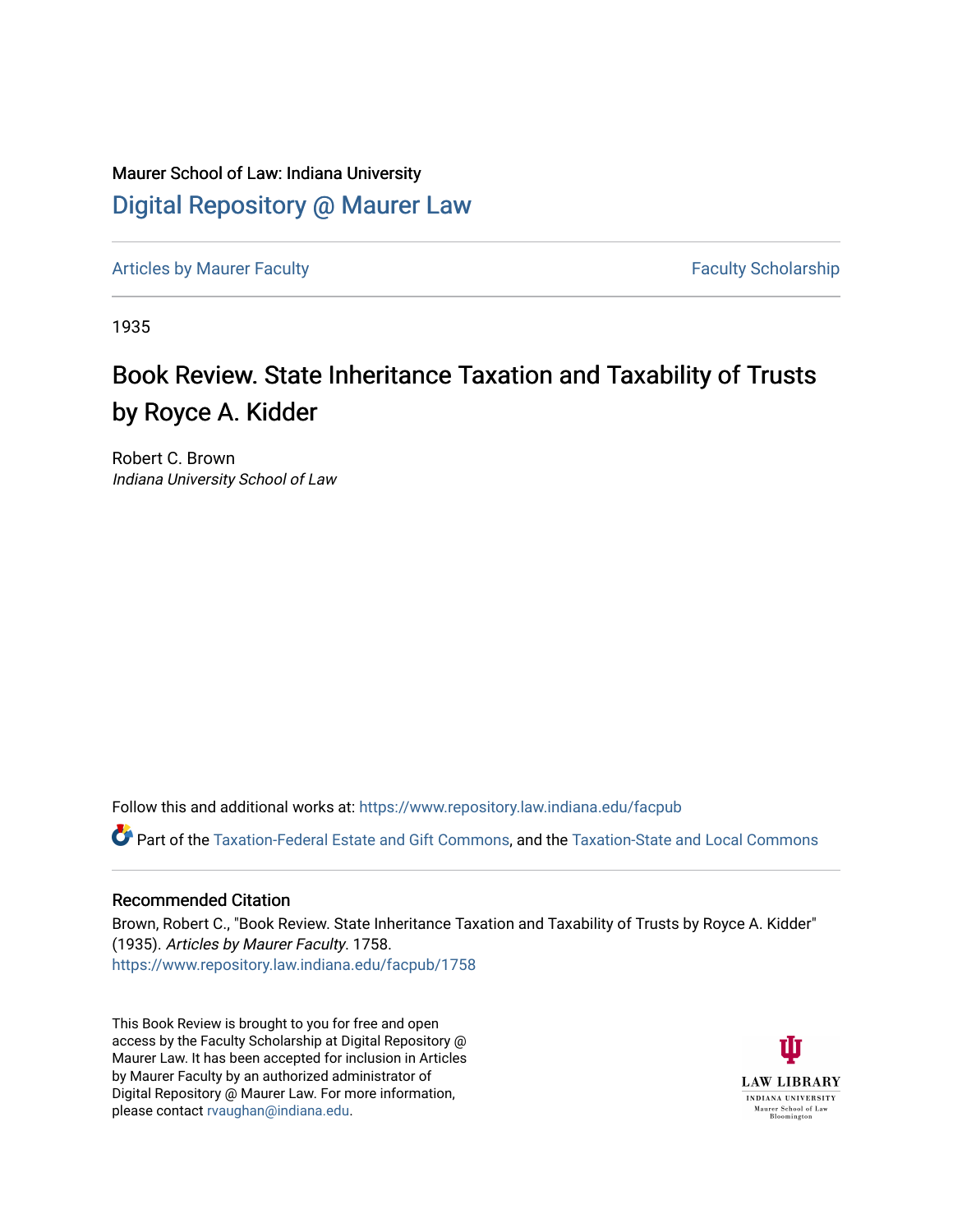Maurer School of Law: Indiana University

# Digital Repository @ Maurer Law

Articles by Maurer Faculty

Faculty Scholarship

1935

## Book Review. State Inheritance Taxation and Taxability of Trusts by Royce A. Kidder

Robert C. Brown
*Indiana University School of Law*

Follow this and additional works at: https://www.repository.law.indiana.edu/facpub

Part of the Taxation-Federal Estate and Gift Commons, and the Taxation-State and Local Commons

### Recommended Citation

Brown, Robert C., "Book Review. State Inheritance Taxation and Taxability of Trusts by Royce A. Kidder" (1935). *Articles by Maurer Faculty*. 1758.
https://www.repository.law.indiana.edu/facpub/1758

This Book Review is brought to you for free and open access by the Faculty Scholarship at Digital Repository @ Maurer Law. It has been accepted for inclusion in Articles by Maurer Faculty by an authorized administrator of Digital Repository @ Maurer Law. For more information, please contact rvaughan@indiana.edu.

LAW LIBRARY
INDIANA UNIVERSITY
Maurer School of Law
Bloomington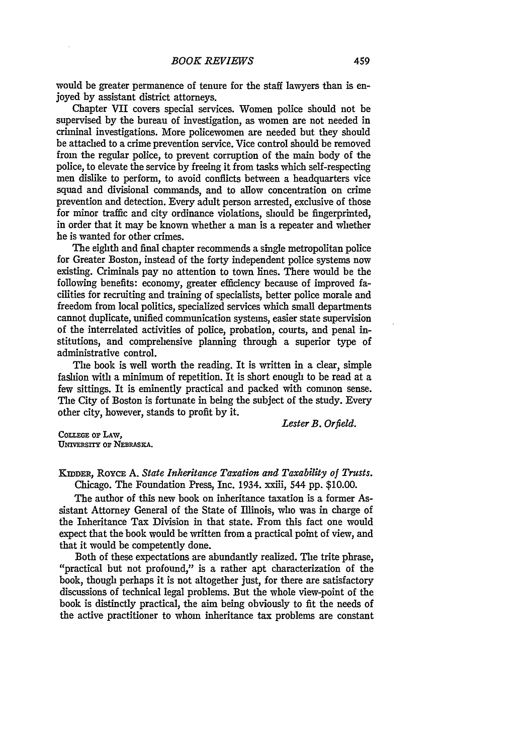would be greater permanence of tenure for the staff lawyers than is enjoyed by assistant district attorneys.

Chapter VII covers special services. Women police should not be supervised by the bureau of investigation, as women are not needed in criminal investigations. More policewomen are needed but they should be attached to a crime prevention service. Vice control should be removed from the regular police, to prevent corruption of the main body of the police, to elevate the service by freeing it from tasks which self-respecting men dislike to perform, to avoid conflicts between a headquarters vice squad and divisional commands, and to allow concentration on crime prevention and detection. Every adult person arrested, exclusive of those for minor traffic and city ordinance violations, should be fingerprinted, in order that it may be known whether a man is a repeater and whether he is wanted for other crimes.

The eighth and final chapter recommends a single metropolitan police for Greater Boston, instead of the forty independent police systems now existing. Criminals pay no attention to town lines. There would be the following benefits: economy, greater efficiency because of improved facilities for recruiting and training of specialists, better police morale and freedom from local politics, specialized services which small departments cannot duplicate, unified communication systems, easier state supervision of the interrelated activities of police, probation, courts, and penal institutions, and comprehensive planning through a superior type of administrative control.

The book is well worth the reading. It is written in a clear, simple fashion with a minimum of repetition. It is short enough to be read at a few sittings. It is eminently practical and packed with common sense. The City of Boston is fortunate in being the subject of the study. Every other city, however, stands to profit by it.

*Lester B. Orfield.*

College of Law,
University of Nebraska.

Kidder, Royce A. *State Inheritance Taxation and Taxability of Trusts.* Chicago. The Foundation Press, Inc. 1934. xxiii, 544 pp. $10.00.

The author of this new book on inheritance taxation is a former Assistant Attorney General of the State of Illinois, who was in charge of the Inheritance Tax Division in that state. From this fact one would expect that the book would be written from a practical point of view, and that it would be competently done.

Both of these expectations are abundantly realized. The trite phrase, "practical but not profound," is a rather apt characterization of the book, though perhaps it is not altogether just, for there are satisfactory discussions of technical legal problems. But the whole view-point of the book is distinctly practical, the aim being obviously to fit the needs of the active practitioner to whom inheritance tax problems are constant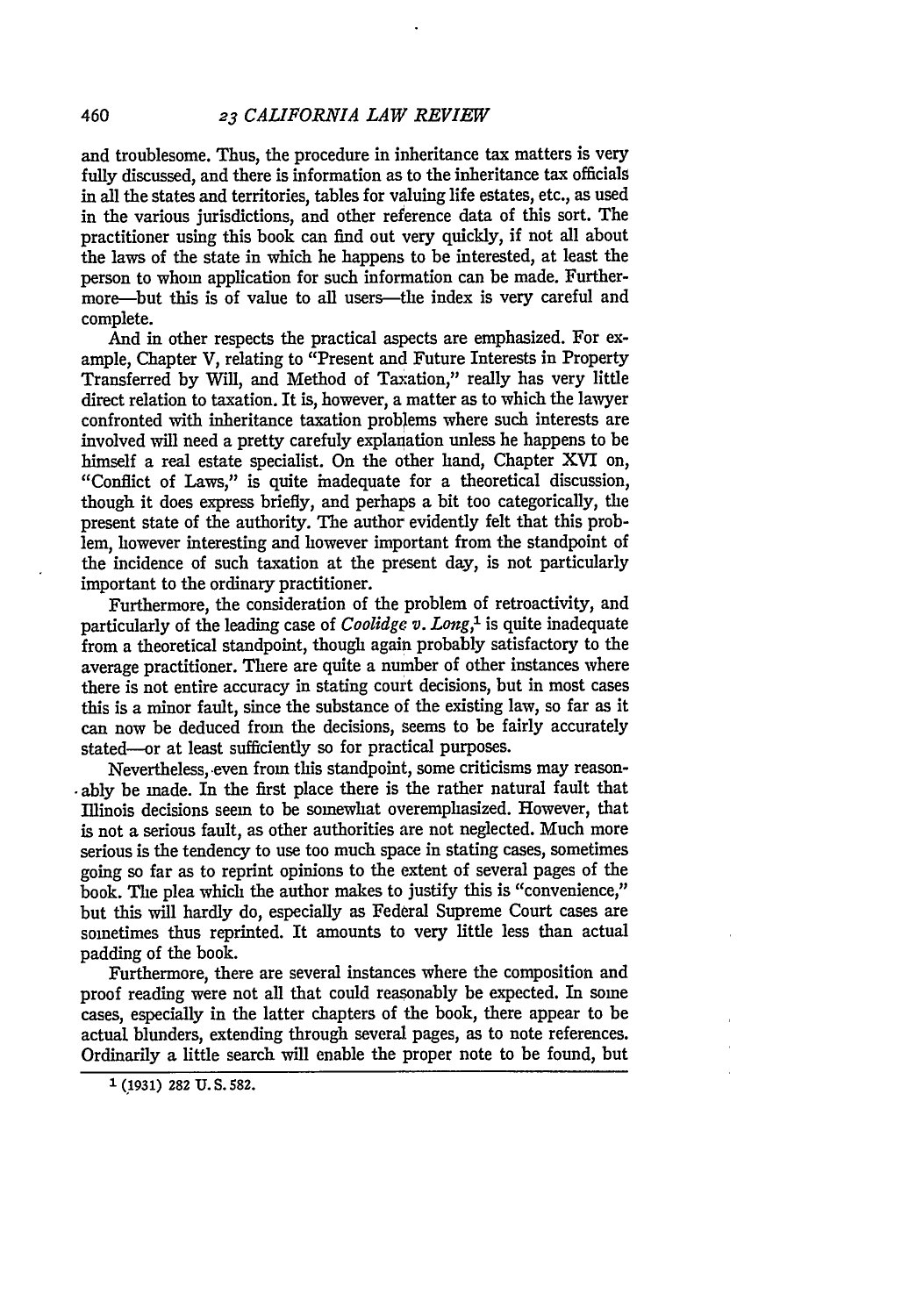and troublesome. Thus, the procedure in inheritance tax matters is very fully discussed, and there is information as to the inheritance tax officials in all the states and territories, tables for valuing life estates, etc., as used in the various jurisdictions, and other reference data of this sort. The practitioner using this book can find out very quickly, if not all about the laws of the state in which he happens to be interested, at least the person to whom application for such information can be made. Furthermore—but this is of value to all users—the index is very careful and complete.

And in other respects the practical aspects are emphasized. For example, Chapter V, relating to "Present and Future Interests in Property Transferred by Will, and Method of Taxation," really has very little direct relation to taxation. It is, however, a matter as to which the lawyer confronted with inheritance taxation problems where such interests are involved will need a pretty carefuly explanation unless he happens to be himself a real estate specialist. On the other hand, Chapter XVI on, "Conflict of Laws," is quite inadequate for a theoretical discussion, though it does express briefly, and perhaps a bit too categorically, the present state of the authority. The author evidently felt that this problem, however interesting and however important from the standpoint of the incidence of such taxation at the present day, is not particularly important to the ordinary practitioner.

Furthermore, the consideration of the problem of retroactivity, and particularly of the leading case of *Coolidge v. Long*,[1] is quite inadequate from a theoretical standpoint, though again probably satisfactory to the average practitioner. There are quite a number of other instances where there is not entire accuracy in stating court decisions, but in most cases this is a minor fault, since the substance of the existing law, so far as it can now be deduced from the decisions, seems to be fairly accurately stated—or at least sufficiently so for practical purposes.

Nevertheless, even from this standpoint, some criticisms may reasonably be made. In the first place there is the rather natural fault that Illinois decisions seem to be somewhat overemphasized. However, that is not a serious fault, as other authorities are not neglected. Much more serious is the tendency to use too much space in stating cases, sometimes going so far as to reprint opinions to the extent of several pages of the book. The plea which the author makes to justify this is "convenience," but this will hardly do, especially as Federal Supreme Court cases are sometimes thus reprinted. It amounts to very little less than actual padding of the book.

Furthermore, there are several instances where the composition and proof reading were not all that could reasonably be expected. In some cases, especially in the latter chapters of the book, there appear to be actual blunders, extending through several pages, as to note references. Ordinarily a little search will enable the proper note to be found, but

[1] (1931) 282 U. S. 582.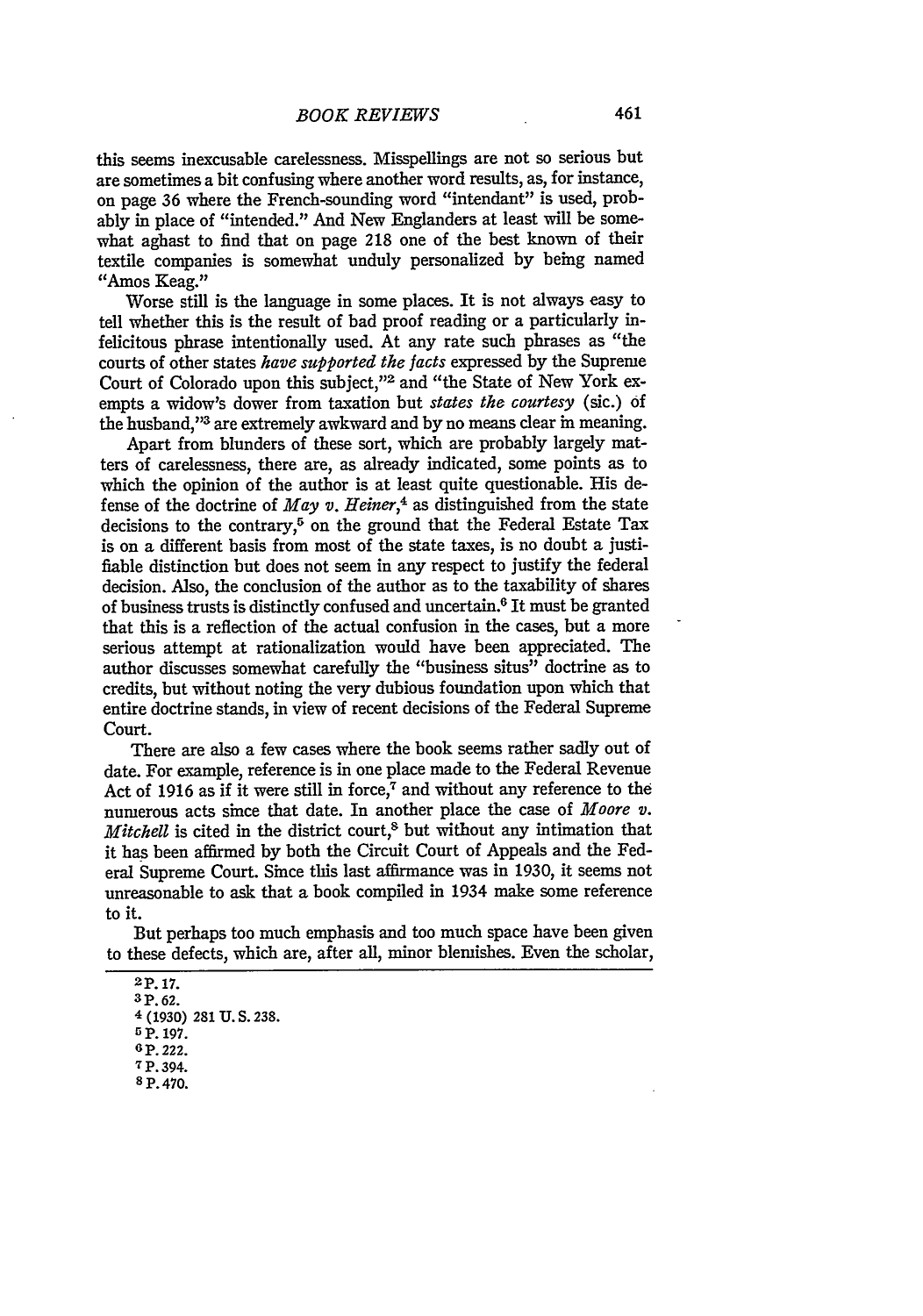this seems inexcusable carelessness. Misspellings are not so serious but are sometimes a bit confusing where another word results, as, for instance, on page 36 where the French-sounding word "intendant" is used, probably in place of "intended." And New Englanders at least will be somewhat aghast to find that on page 218 one of the best known of their textile companies is somewhat unduly personalized by being named "Amos Keag."

Worse still is the language in some places. It is not always easy to tell whether this is the result of bad proof reading or a particularly infelicitous phrase intentionally used. At any rate such phrases as "the courts of other states *have supported the facts* expressed by the Supreme Court of Colorado upon this subject,"[2] and "the State of New York exempts a widow's dower from taxation but *states the courtesy* (sic.) of the husband,"[3] are extremely awkward and by no means clear in meaning.

Apart from blunders of these sort, which are probably largely matters of carelessness, there are, as already indicated, some points as to which the opinion of the author is at least quite questionable. His defense of the doctrine of *May v. Heiner*,[4] as distinguished from the state decisions to the contrary,[5] on the ground that the Federal Estate Tax is on a different basis from most of the state taxes, is no doubt a justifiable distinction but does not seem in any respect to justify the federal decision. Also, the conclusion of the author as to the taxability of shares of business trusts is distinctly confused and uncertain.[6] It must be granted that this is a reflection of the actual confusion in the cases, but a more serious attempt at rationalization would have been appreciated. The author discusses somewhat carefully the "business situs" doctrine as to credits, but without noting the very dubious foundation upon which that entire doctrine stands, in view of recent decisions of the Federal Supreme Court.

There are also a few cases where the book seems rather sadly out of date. For example, reference is in one place made to the Federal Revenue Act of 1916 as if it were still in force,[7] and without any reference to the numerous acts since that date. In another place the case of *Moore v. Mitchell* is cited in the district court,[8] but without any intimation that it has been affirmed by both the Circuit Court of Appeals and the Federal Supreme Court. Since this last affirmance was in 1930, it seems not unreasonable to ask that a book compiled in 1934 make some reference to it.

But perhaps too much emphasis and too much space have been given to these defects, which are, after all, minor blemishes. Even the scholar,

---

[2] P. 17.

[3] P. 62.

[4] (1930) 281 U. S. 238.

[5] P. 197.

[6] P. 222.

[7] P. 394.

[8] P. 470.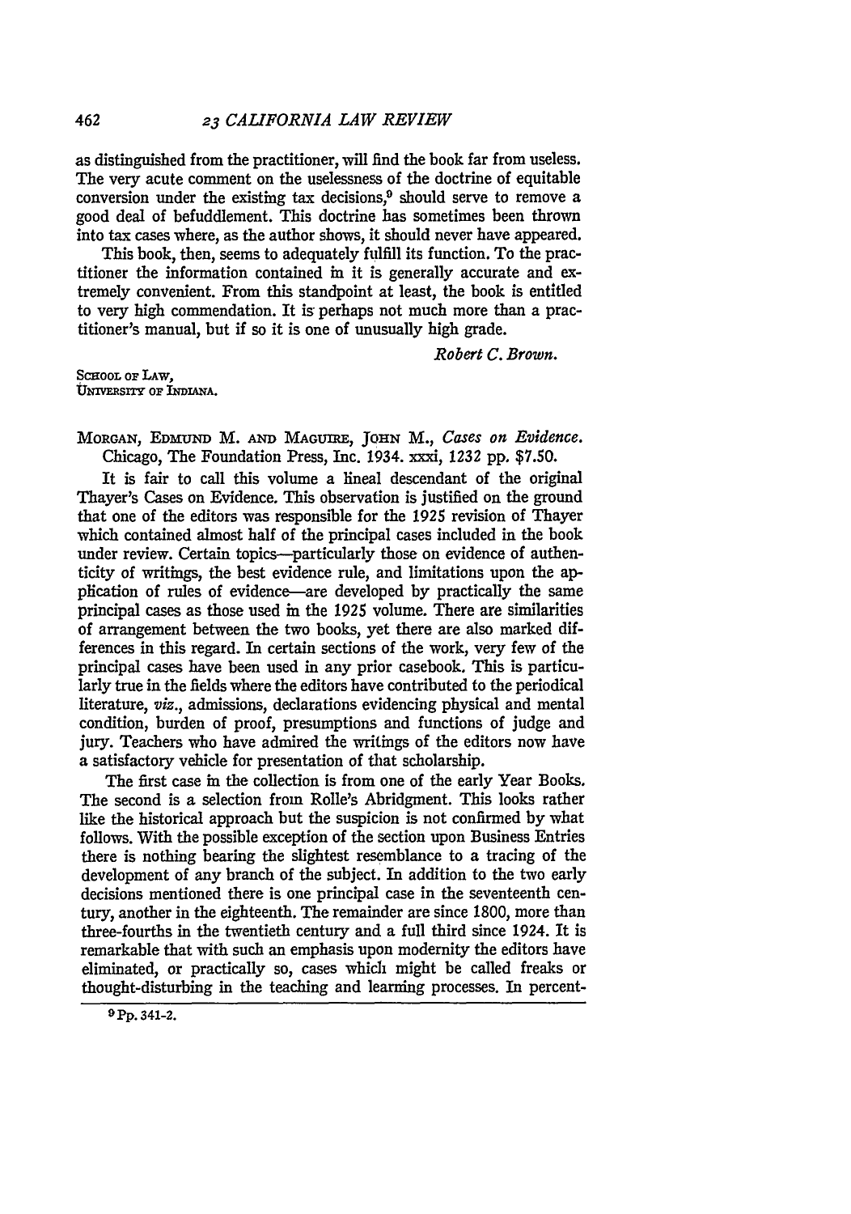as distinguished from the practitioner, will find the book far from useless. The very acute comment on the uselessness of the doctrine of equitable conversion under the existing tax decisions,[9] should serve to remove a good deal of befuddlement. This doctrine has sometimes been thrown into tax cases where, as the author shows, it should never have appeared.

This book, then, seems to adequately fulfill its function. To the practitioner the information contained in it is generally accurate and extremely convenient. From this standpoint at least, the book is entitled to very high commendation. It is perhaps not much more than a practitioner's manual, but if so it is one of unusually high grade.

*Robert C. Brown.*

School of Law,
University of Indiana.

Morgan, Edmund M. and Maguire, John M., *Cases on Evidence.* Chicago, The Foundation Press, Inc. 1934. xxxi, 1232 pp. $7.50.

It is fair to call this volume a lineal descendant of the original Thayer's Cases on Evidence. This observation is justified on the ground that one of the editors was responsible for the 1925 revision of Thayer which contained almost half of the principal cases included in the book under review. Certain topics—particularly those on evidence of authenticity of writings, the best evidence rule, and limitations upon the application of rules of evidence—are developed by practically the same principal cases as those used in the 1925 volume. There are similarities of arrangement between the two books, yet there are also marked differences in this regard. In certain sections of the work, very few of the principal cases have been used in any prior casebook. This is particularly true in the fields where the editors have contributed to the periodical literature, *viz.*, admissions, declarations evidencing physical and mental condition, burden of proof, presumptions and functions of judge and jury. Teachers who have admired the writings of the editors now have a satisfactory vehicle for presentation of that scholarship.

The first case in the collection is from one of the early Year Books. The second is a selection from Rolle's Abridgment. This looks rather like the historical approach but the suspicion is not confirmed by what follows. With the possible exception of the section upon Business Entries there is nothing bearing the slightest resemblance to a tracing of the development of any branch of the subject. In addition to the two early decisions mentioned there is one principal case in the seventeenth century, another in the eighteenth. The remainder are since 1800, more than three-fourths in the twentieth century and a full third since 1924. It is remarkable that with such an emphasis upon modernity the editors have eliminated, or practically so, cases which might be called freaks or thought-disturbing in the teaching and learning processes. In percent-

[9] Pp. 341-2.